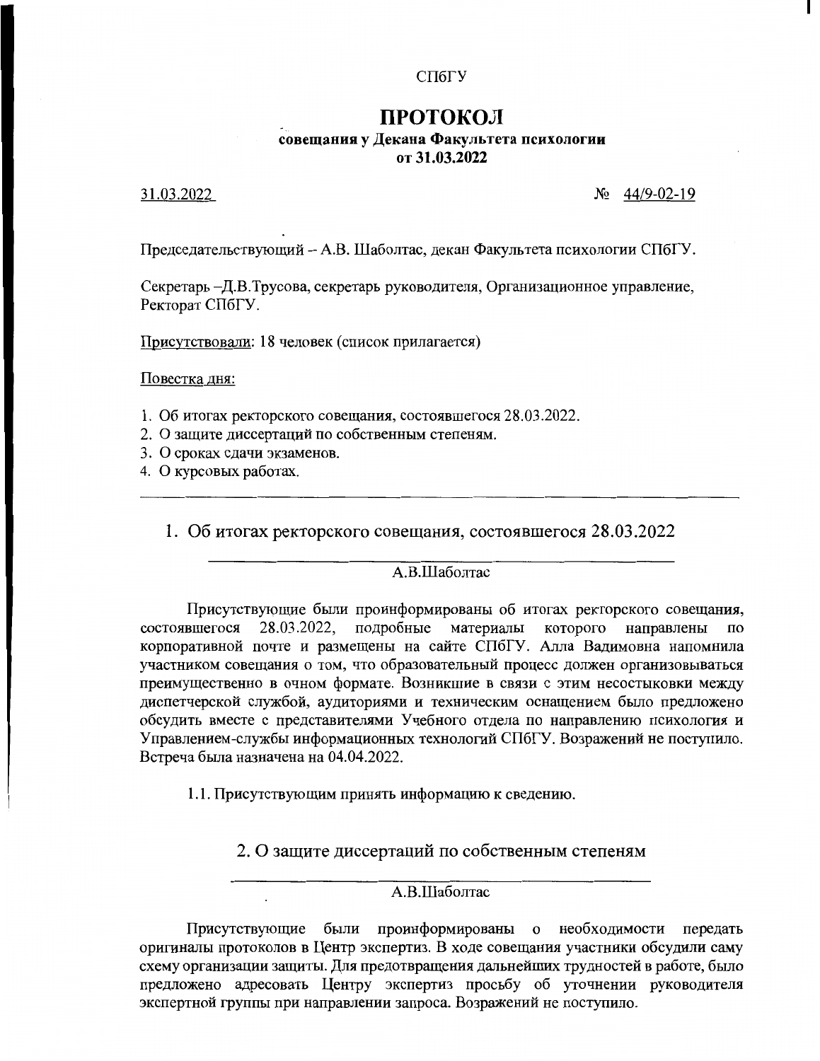СПбГУ

# ПРОТОКОЛ

**совещания у Декана Факультета психологии**
**от 31.03.2022**

31.03.2022 № 44/9-02-19

Председательствующий – А.В. Шаболтас, декан Факультета психологии СПбГУ.

Секретарь –Д.В.Трусова, секретарь руководителя, Организационное управление, Ректорат СПбГУ.

Присутствовали: 18 человек (список прилагается)

Повестка дня:

1. Об итогах ректорского совещания, состоявшегося 28.03.2022.
2. О защите диссертаций по собственным степеням.
3. О сроках сдачи экзаменов.
4. О курсовых работах.

---

## 1. Об итогах ректорского совещания, состоявшегося 28.03.2022

А.В.Шаболтас

Присутствующие были проинформированы об итогах ректорского совещания, состоявшегося 28.03.2022, подробные материалы которого направлены по корпоративной почте и размещены на сайте СПбГУ. Алла Вадимовна напомнила участником совещания о том, что образовательный процесс должен организовываться преимущественно в очном формате. Возникшие в связи с этим несостыковки между диспетчерской службой, аудиториями и техническим оснащением было предложено обсудить вместе с представителями Учебного отдела по направлению психология и Управлением-службы информационных технологий СПбГУ. Возражений не поступило. Встреча была назначена на 04.04.2022.

1.1. Присутствующим принять информацию к сведению.

## 2. О защите диссертаций по собственным степеням

А.В.Шаболтас

Присутствующие были проинформированы о необходимости передать оригиналы протоколов в Центр экспертиз. В ходе совещания участники обсудили саму схему организации защиты. Для предотвращения дальнейших трудностей в работе, было предложено адресовать Центру экспертиз просьбу об уточнении руководителя экспертной группы при направлении запроса. Возражений не поступило.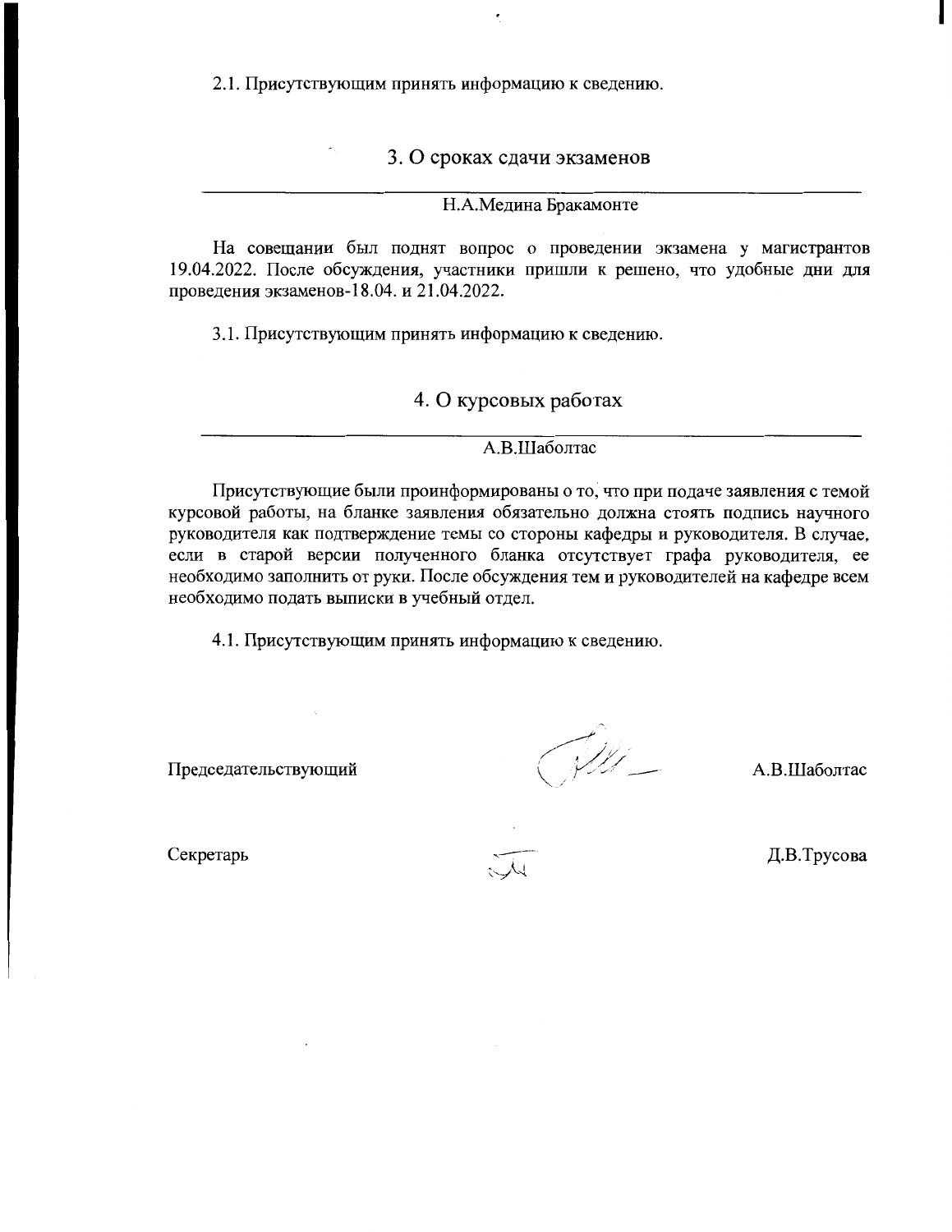2.1. Присутствующим принять информацию к сведению.

## 3. О сроках сдачи экзаменов

Н.А.Медина Бракамонте

На совещании был поднят вопрос о проведении экзамена у магистрантов 19.04.2022. После обсуждения, участники пришли к решено, что удобные дни для проведения экзаменов-18.04. и 21.04.2022.

3.1. Присутствующим принять информацию к сведению.

## 4. О курсовых работах

А.В.Шаболтас

Присутствующие были проинформированы о то, что при подаче заявления с темой курсовой работы, на бланке заявления обязательно должна стоять подпись научного руководителя как подтверждение темы со стороны кафедры и руководителя. В случае, если в старой версии полученного бланка отсутствует графа руководителя, ее необходимо заполнить от руки. После обсуждения тем и руководителей на кафедре всем необходимо подать выписки в учебный отдел.

4.1. Присутствующим принять информацию к сведению.

Председательствующий А.В.Шаболтас

Секретарь Д.В.Трусова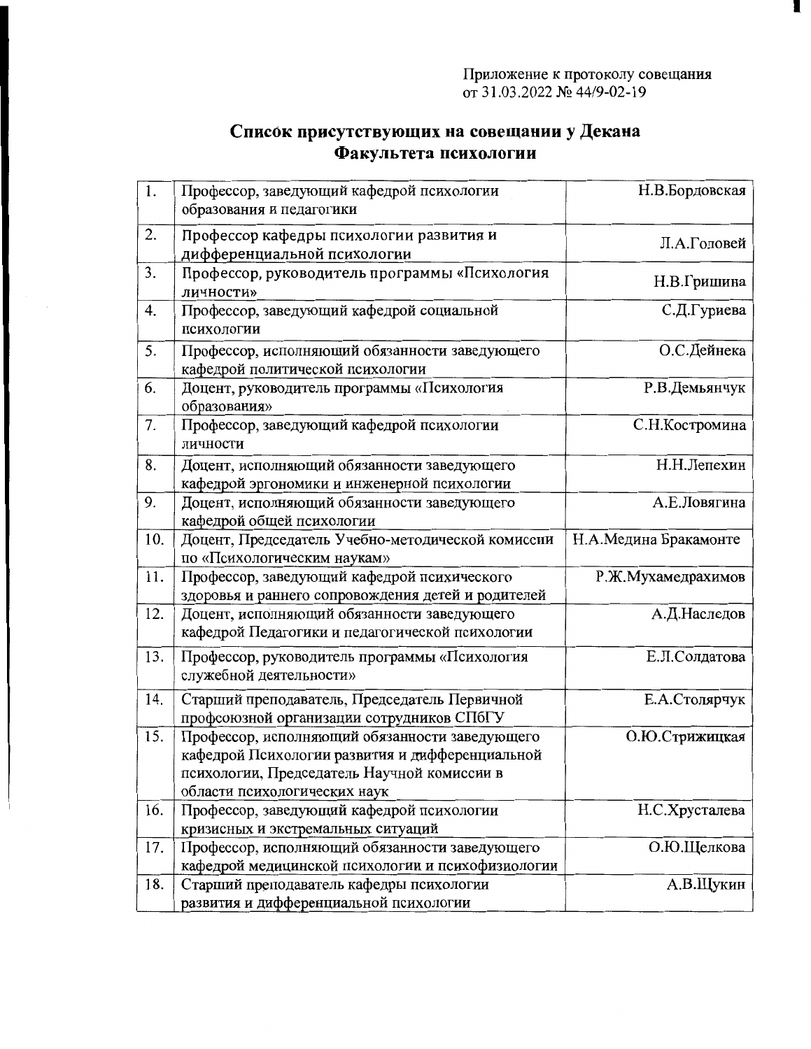Приложение к протоколу совещания
от 31.03.2022 № 44/9-02-19

# Список присутствующих на совещании у Декана Факультета психологии

| | | |
|---|---|---|
| 1. | Профессор, заведующий кафедрой психологии образования и педагогики | Н.В.Бордовская |
| 2. | Профессор кафедры психологии развития и дифференциальной психологии | Л.А.Головей |
| 3. | Профессор, руководитель программы «Психология личности» | Н.В.Гришина |
| 4. | Профессор, заведующий кафедрой социальной психологии | С.Д.Гуриева |
| 5. | Профессор, исполняющий обязанности заведующего кафедрой политической психологии | О.С.Дейнека |
| 6. | Доцент, руководитель программы «Психология образования» | Р.В.Демьянчук |
| 7. | Профессор, заведующий кафедрой психологии личности | С.Н.Костромина |
| 8. | Доцент, исполняющий обязанности заведующего кафедрой эргономики и инженерной психологии | Н.Н.Лепехин |
| 9. | Доцент, исполняющий обязанности заведующего кафедрой общей психологии | А.Е.Ловягина |
| 10. | Доцент, Председатель Учебно-методической комиссии по «Психологическим наукам» | Н.А.Медина Бракамонте |
| 11. | Профессор, заведующий кафедрой психического здоровья и раннего сопровождения детей и родителей | Р.Ж.Мухамедрахимов |
| 12. | Доцент, исполняющий обязанности заведующего кафедрой Педагогики и педагогической психологии | А.Д.Наследов |
| 13. | Профессор, руководитель программы «Психология служебной деятельности» | Е.Л.Солдатова |
| 14. | Старший преподаватель, Председатель Первичной профсоюзной организации сотрудников СПбГУ | Е.А.Столярчук |
| 15. | Профессор, исполняющий обязанности заведующего кафедрой Психологии развития и дифференциальной психологии, Председатель Научной комиссии в области психологических наук | О.Ю.Стрижицкая |
| 16. | Профессор, заведующий кафедрой психологии кризисных и экстремальных ситуаций | Н.С.Хрусталева |
| 17. | Профессор, исполняющий обязанности заведующего кафедрой медицинской психологии и психофизиологии | О.Ю.Щелкова |
| 18. | Старший преподаватель кафедры психологии развития и дифференциальной психологии | А.В.Щукин |